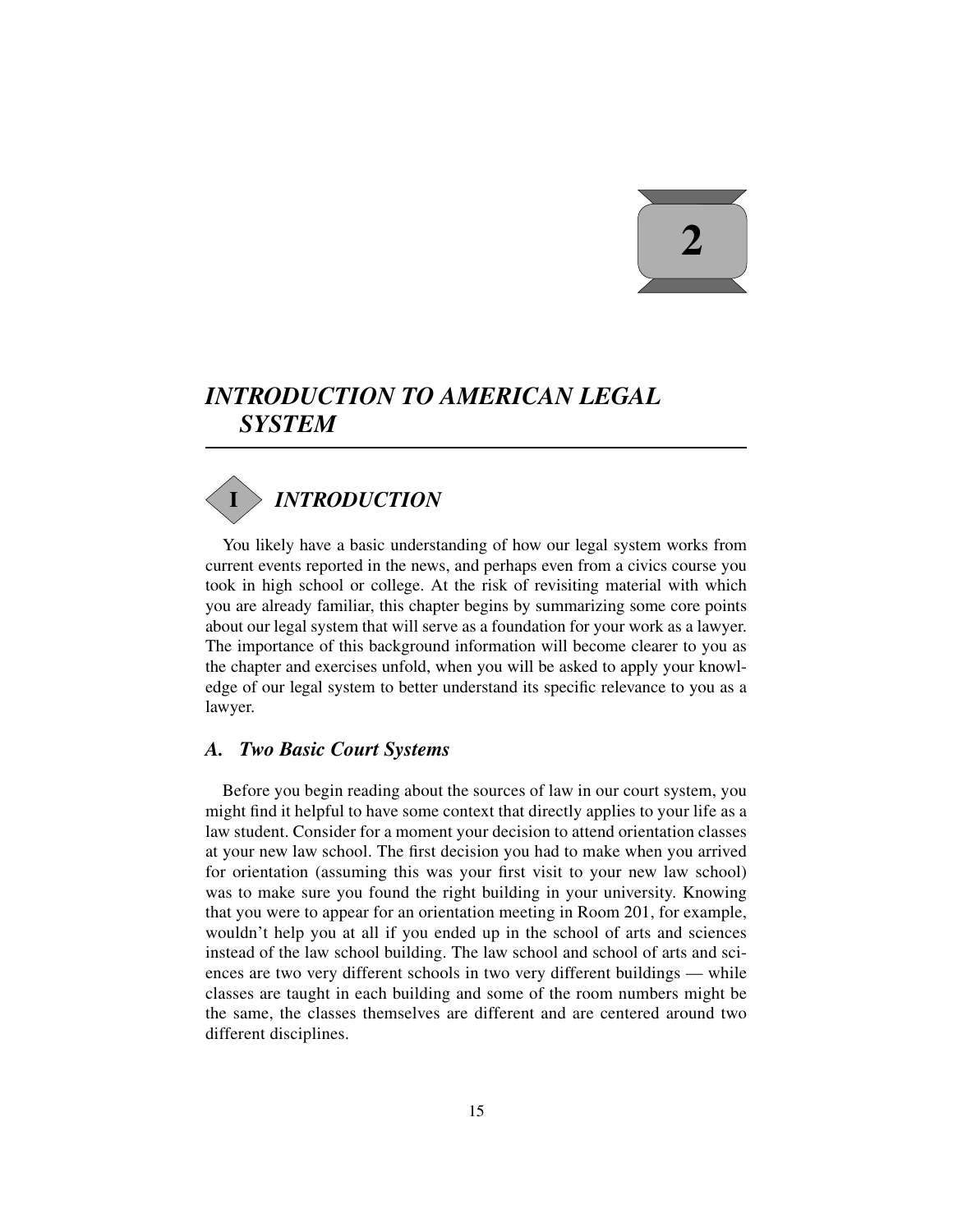# 2

# *INTRODUCTION TO AMERICAN LEGAL SYSTEM*

## I *INTRODUCTION*

You likely have a basic understanding of how our legal system works from current events reported in the news, and perhaps even from a civics course you took in high school or college. At the risk of revisiting material with which you are already familiar, this chapter begins by summarizing some core points about our legal system that will serve as a foundation for your work as a lawyer. The importance of this background information will become clearer to you as the chapter and exercises unfold, when you will be asked to apply your knowledge of our legal system to better understand its specific relevance to you as a lawyer.

### *A. Two Basic Court Systems*

Before you begin reading about the sources of law in our court system, you might find it helpful to have some context that directly applies to your life as a law student. Consider for a moment your decision to attend orientation classes at your new law school. The first decision you had to make when you arrived for orientation (assuming this was your first visit to your new law school) was to make sure you found the right building in your university. Knowing that you were to appear for an orientation meeting in Room 201, for example, wouldn't help you at all if you ended up in the school of arts and sciences instead of the law school building. The law school and school of arts and sciences are two very different schools in two very different buildings — while classes are taught in each building and some of the room numbers might be the same, the classes themselves are different and are centered around two different disciplines.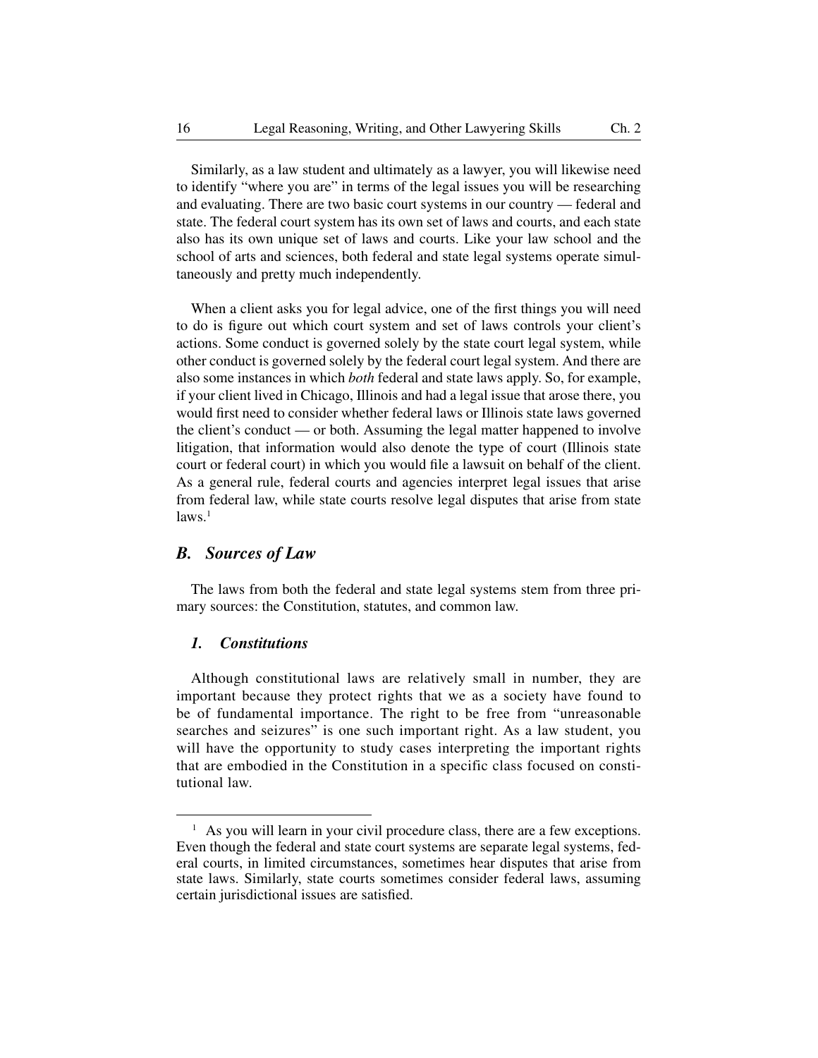Similarly, as a law student and ultimately as a lawyer, you will likewise need to identify "where you are" in terms of the legal issues you will be researching and evaluating. There are two basic court systems in our country — federal and state. The federal court system has its own set of laws and courts, and each state also has its own unique set of laws and courts. Like your law school and the school of arts and sciences, both federal and state legal systems operate simultaneously and pretty much independently.

When a client asks you for legal advice, one of the first things you will need to do is figure out which court system and set of laws controls your client's actions. Some conduct is governed solely by the state court legal system, while other conduct is governed solely by the federal court legal system. And there are also some instances in which *both* federal and state laws apply. So, for example, if your client lived in Chicago, Illinois and had a legal issue that arose there, you would first need to consider whether federal laws or Illinois state laws governed the client's conduct — or both. Assuming the legal matter happened to involve litigation, that information would also denote the type of court (Illinois state court or federal court) in which you would file a lawsuit on behalf of the client. As a general rule, federal courts and agencies interpret legal issues that arise from federal law, while state courts resolve legal disputes that arise from state laws.[1]

## *B. Sources of Law*

The laws from both the federal and state legal systems stem from three primary sources: the Constitution, statutes, and common law.

### *1. Constitutions*

Although constitutional laws are relatively small in number, they are important because they protect rights that we as a society have found to be of fundamental importance. The right to be free from "unreasonable searches and seizures" is one such important right. As a law student, you will have the opportunity to study cases interpreting the important rights that are embodied in the Constitution in a specific class focused on constitutional law.

---

[1] As you will learn in your civil procedure class, there are a few exceptions. Even though the federal and state court systems are separate legal systems, federal courts, in limited circumstances, sometimes hear disputes that arise from state laws. Similarly, state courts sometimes consider federal laws, assuming certain jurisdictional issues are satisfied.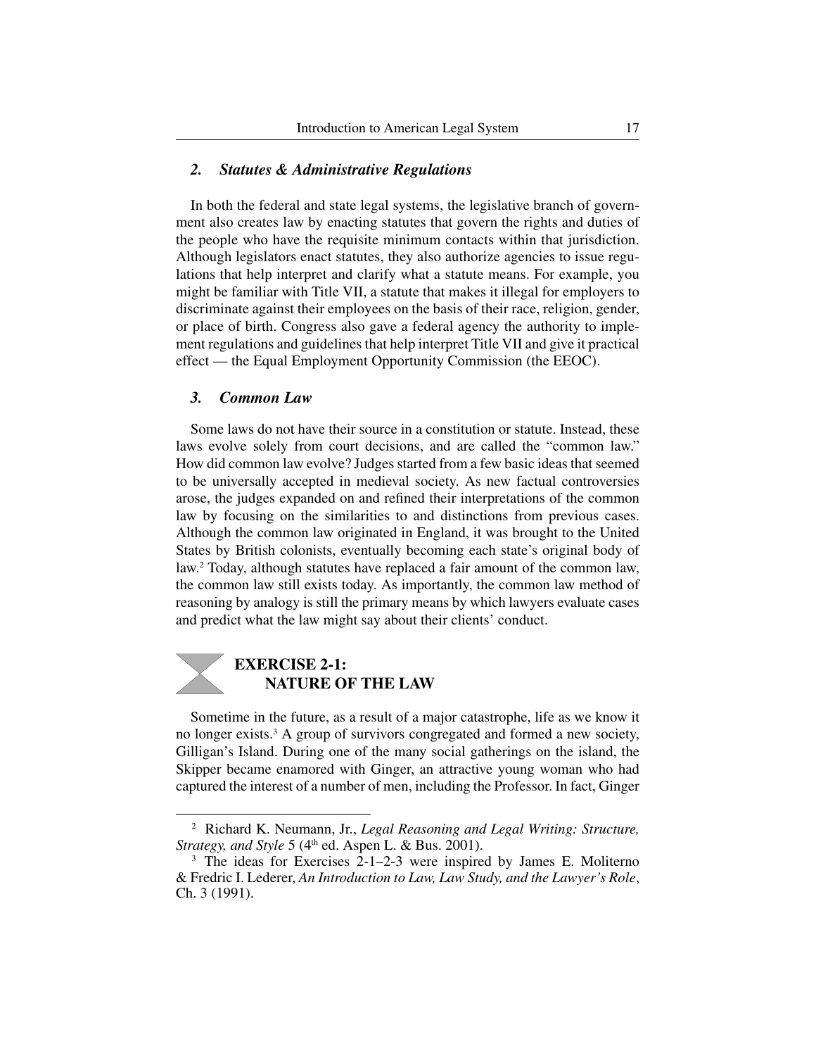### *2. Statutes & Administrative Regulations*

In both the federal and state legal systems, the legislative branch of government also creates law by enacting statutes that govern the rights and duties of the people who have the requisite minimum contacts within that jurisdiction. Although legislators enact statutes, they also authorize agencies to issue regulations that help interpret and clarify what a statute means. For example, you might be familiar with Title VII, a statute that makes it illegal for employers to discriminate against their employees on the basis of their race, religion, gender, or place of birth. Congress also gave a federal agency the authority to implement regulations and guidelines that help interpret Title VII and give it practical effect — the Equal Employment Opportunity Commission (the EEOC).

### *3. Common Law*

Some laws do not have their source in a constitution or statute. Instead, these laws evolve solely from court decisions, and are called the "common law." How did common law evolve? Judges started from a few basic ideas that seemed to be universally accepted in medieval society. As new factual controversies arose, the judges expanded on and refined their interpretations of the common law by focusing on the similarities to and distinctions from previous cases. Although the common law originated in England, it was brought to the United States by British colonists, eventually becoming each state's original body of law.[2] Today, although statutes have replaced a fair amount of the common law, the common law still exists today. As importantly, the common law method of reasoning by analogy is still the primary means by which lawyers evaluate cases and predict what the law might say about their clients' conduct.

## EXERCISE 2-1: NATURE OF THE LAW

Sometime in the future, as a result of a major catastrophe, life as we know it no longer exists.[3] A group of survivors congregated and formed a new society, Gilligan's Island. During one of the many social gatherings on the island, the Skipper became enamored with Ginger, an attractive young woman who had captured the interest of a number of men, including the Professor. In fact, Ginger

---

[2] Richard K. Neumann, Jr., *Legal Reasoning and Legal Writing: Structure, Strategy, and Style* 5 (4th ed. Aspen L. & Bus. 2001).

[3] The ideas for Exercises 2-1–2-3 were inspired by James E. Moliterno & Fredric I. Lederer, *An Introduction to Law, Law Study, and the Lawyer's Role*, Ch. 3 (1991).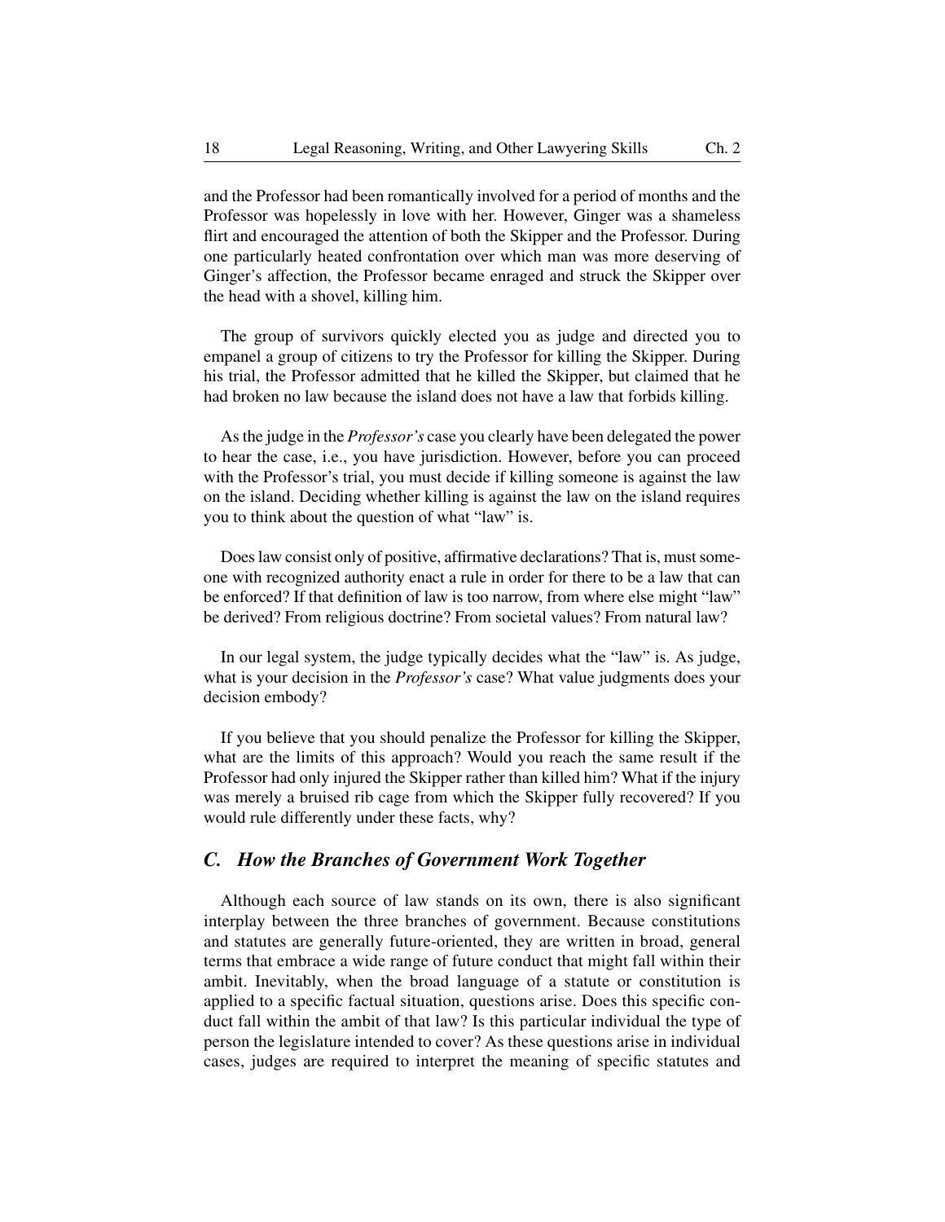and the Professor had been romantically involved for a period of months and the Professor was hopelessly in love with her. However, Ginger was a shameless flirt and encouraged the attention of both the Skipper and the Professor. During one particularly heated confrontation over which man was more deserving of Ginger's affection, the Professor became enraged and struck the Skipper over the head with a shovel, killing him.

The group of survivors quickly elected you as judge and directed you to empanel a group of citizens to try the Professor for killing the Skipper. During his trial, the Professor admitted that he killed the Skipper, but claimed that he had broken no law because the island does not have a law that forbids killing.

As the judge in the *Professor's* case you clearly have been delegated the power to hear the case, i.e., you have jurisdiction. However, before you can proceed with the Professor's trial, you must decide if killing someone is against the law on the island. Deciding whether killing is against the law on the island requires you to think about the question of what "law" is.

Does law consist only of positive, affirmative declarations? That is, must someone with recognized authority enact a rule in order for there to be a law that can be enforced? If that definition of law is too narrow, from where else might "law" be derived? From religious doctrine? From societal values? From natural law?

In our legal system, the judge typically decides what the "law" is. As judge, what is your decision in the *Professor's* case? What value judgments does your decision embody?

If you believe that you should penalize the Professor for killing the Skipper, what are the limits of this approach? Would you reach the same result if the Professor had only injured the Skipper rather than killed him? What if the injury was merely a bruised rib cage from which the Skipper fully recovered? If you would rule differently under these facts, why?

## *C. How the Branches of Government Work Together*

Although each source of law stands on its own, there is also significant interplay between the three branches of government. Because constitutions and statutes are generally future-oriented, they are written in broad, general terms that embrace a wide range of future conduct that might fall within their ambit. Inevitably, when the broad language of a statute or constitution is applied to a specific factual situation, questions arise. Does this specific conduct fall within the ambit of that law? Is this particular individual the type of person the legislature intended to cover? As these questions arise in individual cases, judges are required to interpret the meaning of specific statutes and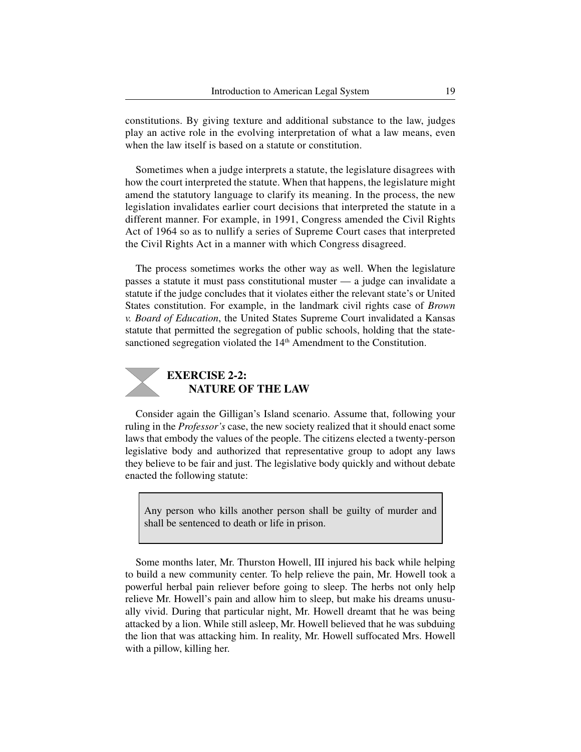constitutions. By giving texture and additional substance to the law, judges play an active role in the evolving interpretation of what a law means, even when the law itself is based on a statute or constitution.

Sometimes when a judge interprets a statute, the legislature disagrees with how the court interpreted the statute. When that happens, the legislature might amend the statutory language to clarify its meaning. In the process, the new legislation invalidates earlier court decisions that interpreted the statute in a different manner. For example, in 1991, Congress amended the Civil Rights Act of 1964 so as to nullify a series of Supreme Court cases that interpreted the Civil Rights Act in a manner with which Congress disagreed.

The process sometimes works the other way as well. When the legislature passes a statute it must pass constitutional muster — a judge can invalidate a statute if the judge concludes that it violates either the relevant state's or United States constitution. For example, in the landmark civil rights case of *Brown v. Board of Education*, the United States Supreme Court invalidated a Kansas statute that permitted the segregation of public schools, holding that the state-sanctioned segregation violated the 14th Amendment to the Constitution.

## EXERCISE 2-2: NATURE OF THE LAW

Consider again the Gilligan's Island scenario. Assume that, following your ruling in the *Professor's* case, the new society realized that it should enact some laws that embody the values of the people. The citizens elected a twenty-person legislative body and authorized that representative group to adopt any laws they believe to be fair and just. The legislative body quickly and without debate enacted the following statute:

> Any person who kills another person shall be guilty of murder and shall be sentenced to death or life in prison.

Some months later, Mr. Thurston Howell, III injured his back while helping to build a new community center. To help relieve the pain, Mr. Howell took a powerful herbal pain reliever before going to sleep. The herbs not only help relieve Mr. Howell's pain and allow him to sleep, but make his dreams unusually vivid. During that particular night, Mr. Howell dreamt that he was being attacked by a lion. While still asleep, Mr. Howell believed that he was subduing the lion that was attacking him. In reality, Mr. Howell suffocated Mrs. Howell with a pillow, killing her.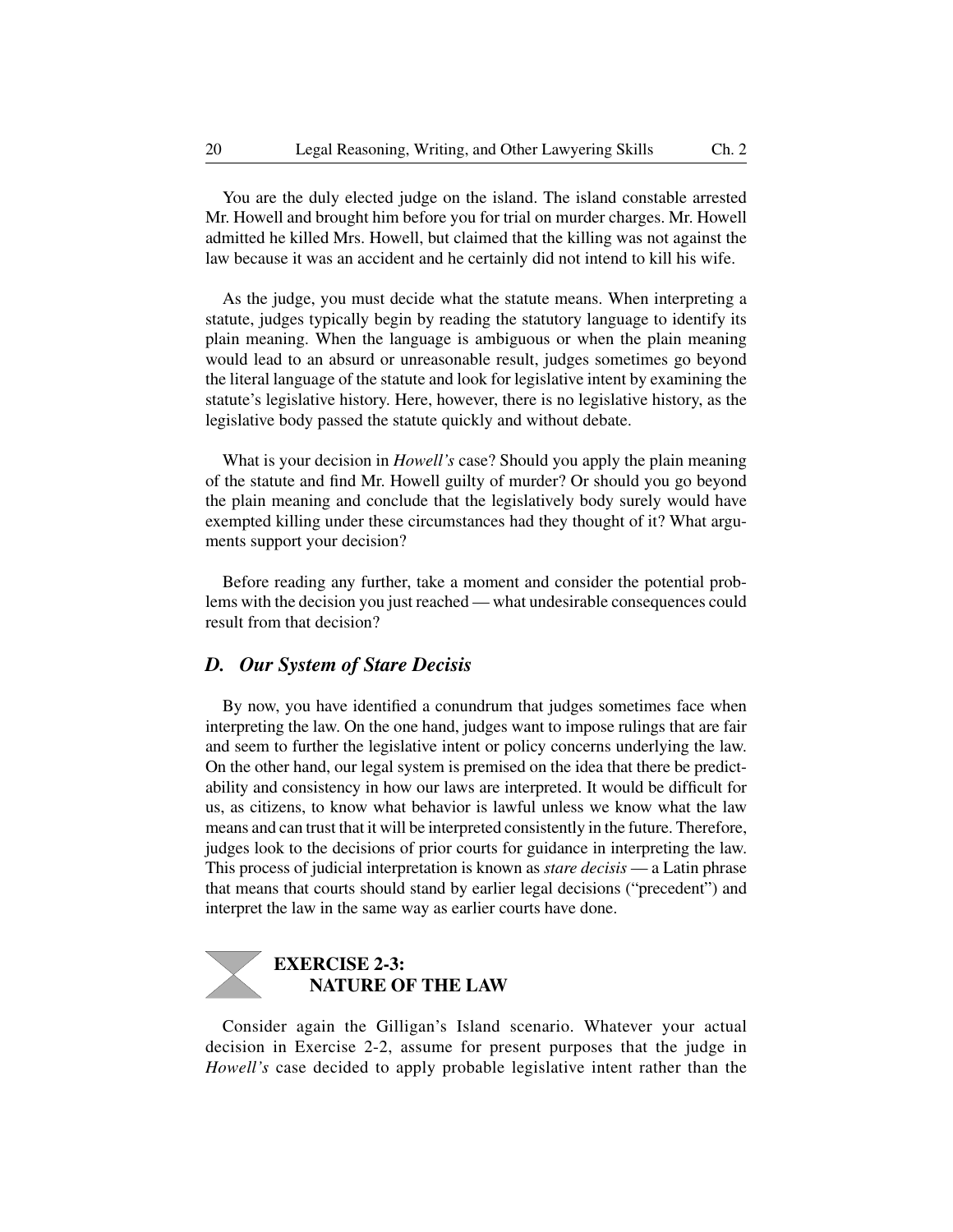You are the duly elected judge on the island. The island constable arrested Mr. Howell and brought him before you for trial on murder charges. Mr. Howell admitted he killed Mrs. Howell, but claimed that the killing was not against the law because it was an accident and he certainly did not intend to kill his wife.

As the judge, you must decide what the statute means. When interpreting a statute, judges typically begin by reading the statutory language to identify its plain meaning. When the language is ambiguous or when the plain meaning would lead to an absurd or unreasonable result, judges sometimes go beyond the literal language of the statute and look for legislative intent by examining the statute's legislative history. Here, however, there is no legislative history, as the legislative body passed the statute quickly and without debate.

What is your decision in *Howell's* case? Should you apply the plain meaning of the statute and find Mr. Howell guilty of murder? Or should you go beyond the plain meaning and conclude that the legislatively body surely would have exempted killing under these circumstances had they thought of it? What arguments support your decision?

Before reading any further, take a moment and consider the potential problems with the decision you just reached — what undesirable consequences could result from that decision?

## *D. Our System of Stare Decisis*

By now, you have identified a conundrum that judges sometimes face when interpreting the law. On the one hand, judges want to impose rulings that are fair and seem to further the legislative intent or policy concerns underlying the law. On the other hand, our legal system is premised on the idea that there be predictability and consistency in how our laws are interpreted. It would be difficult for us, as citizens, to know what behavior is lawful unless we know what the law means and can trust that it will be interpreted consistently in the future. Therefore, judges look to the decisions of prior courts for guidance in interpreting the law. This process of judicial interpretation is known as *stare decisis* — a Latin phrase that means that courts should stand by earlier legal decisions ("precedent") and interpret the law in the same way as earlier courts have done.

### EXERCISE 2-3: NATURE OF THE LAW

Consider again the Gilligan's Island scenario. Whatever your actual decision in Exercise 2-2, assume for present purposes that the judge in *Howell's* case decided to apply probable legislative intent rather than the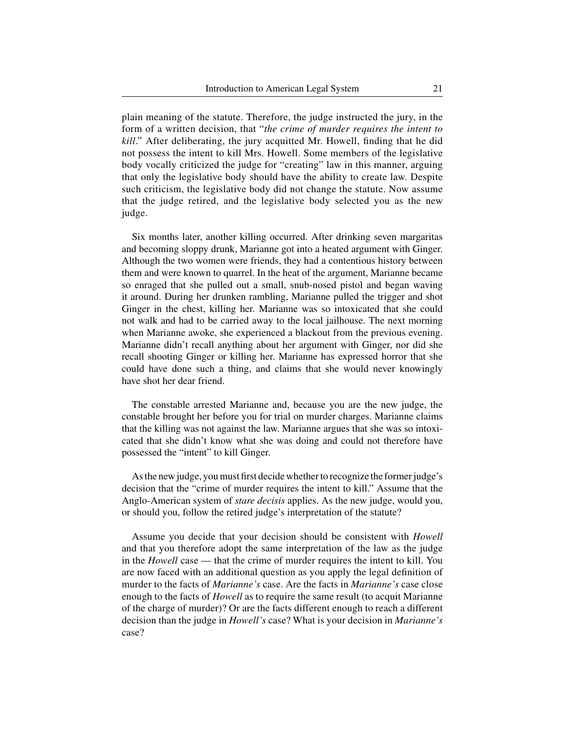plain meaning of the statute. Therefore, the judge instructed the jury, in the form of a written decision, that "*the crime of murder requires the intent to kill*." After deliberating, the jury acquitted Mr. Howell, finding that he did not possess the intent to kill Mrs. Howell. Some members of the legislative body vocally criticized the judge for "creating" law in this manner, arguing that only the legislative body should have the ability to create law. Despite such criticism, the legislative body did not change the statute. Now assume that the judge retired, and the legislative body selected you as the new judge.

Six months later, another killing occurred. After drinking seven margaritas and becoming sloppy drunk, Marianne got into a heated argument with Ginger. Although the two women were friends, they had a contentious history between them and were known to quarrel. In the heat of the argument, Marianne became so enraged that she pulled out a small, snub-nosed pistol and began waving it around. During her drunken rambling, Marianne pulled the trigger and shot Ginger in the chest, killing her. Marianne was so intoxicated that she could not walk and had to be carried away to the local jailhouse. The next morning when Marianne awoke, she experienced a blackout from the previous evening. Marianne didn't recall anything about her argument with Ginger, nor did she recall shooting Ginger or killing her. Marianne has expressed horror that she could have done such a thing, and claims that she would never knowingly have shot her dear friend.

The constable arrested Marianne and, because you are the new judge, the constable brought her before you for trial on murder charges. Marianne claims that the killing was not against the law. Marianne argues that she was so intoxicated that she didn't know what she was doing and could not therefore have possessed the "intent" to kill Ginger.

As the new judge, you must first decide whether to recognize the former judge's decision that the "crime of murder requires the intent to kill." Assume that the Anglo-American system of *stare decisis* applies. As the new judge, would you, or should you, follow the retired judge's interpretation of the statute?

Assume you decide that your decision should be consistent with *Howell* and that you therefore adopt the same interpretation of the law as the judge in the *Howell* case — that the crime of murder requires the intent to kill. You are now faced with an additional question as you apply the legal definition of murder to the facts of *Marianne's* case. Are the facts in *Marianne's* case close enough to the facts of *Howell* as to require the same result (to acquit Marianne of the charge of murder)? Or are the facts different enough to reach a different decision than the judge in *Howell's* case? What is your decision in *Marianne's* case?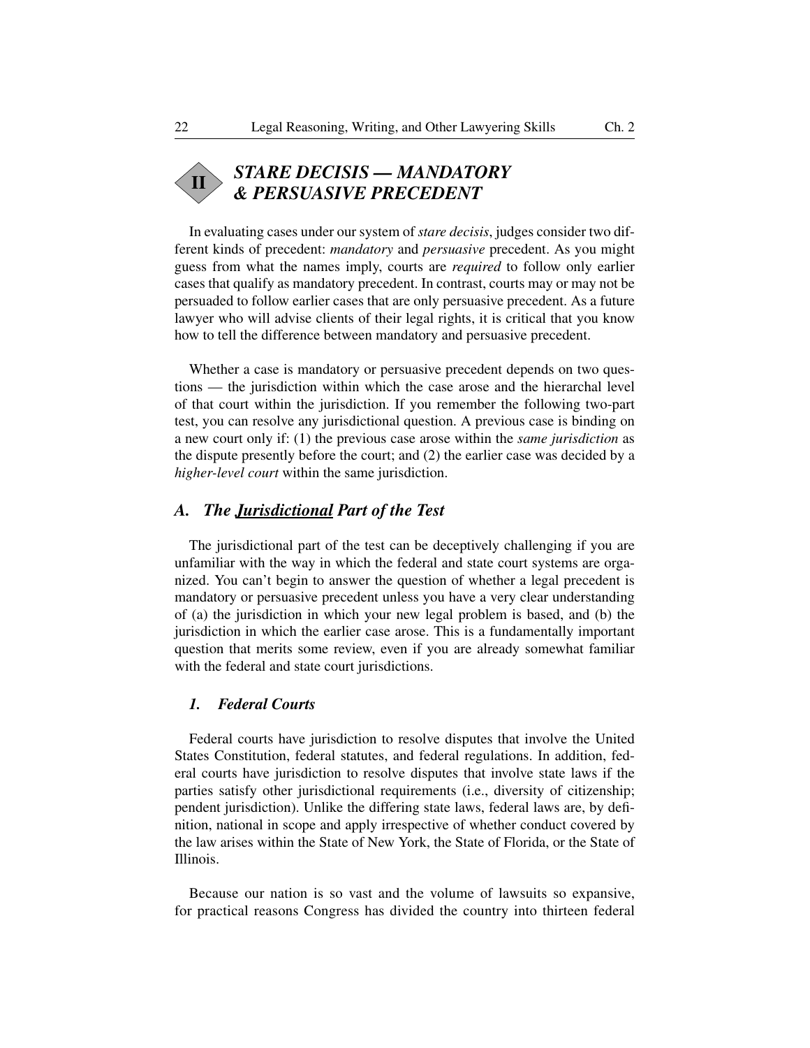## II STARE DECISIS — MANDATORY & PERSUASIVE PRECEDENT

In evaluating cases under our system of *stare decisis*, judges consider two different kinds of precedent: *mandatory* and *persuasive* precedent. As you might guess from what the names imply, courts are *required* to follow only earlier cases that qualify as mandatory precedent. In contrast, courts may or may not be persuaded to follow earlier cases that are only persuasive precedent. As a future lawyer who will advise clients of their legal rights, it is critical that you know how to tell the difference between mandatory and persuasive precedent.

Whether a case is mandatory or persuasive precedent depends on two questions — the jurisdiction within which the case arose and the hierarchal level of that court within the jurisdiction. If you remember the following two-part test, you can resolve any jurisdictional question. A previous case is binding on a new court only if: (1) the previous case arose within the *same jurisdiction* as the dispute presently before the court; and (2) the earlier case was decided by a *higher-level court* within the same jurisdiction.

### *A. The* ***Jurisdictional*** *Part of the Test*

The jurisdictional part of the test can be deceptively challenging if you are unfamiliar with the way in which the federal and state court systems are organized. You can't begin to answer the question of whether a legal precedent is mandatory or persuasive precedent unless you have a very clear understanding of (a) the jurisdiction in which your new legal problem is based, and (b) the jurisdiction in which the earlier case arose. This is a fundamentally important question that merits some review, even if you are already somewhat familiar with the federal and state court jurisdictions.

#### *1. Federal Courts*

Federal courts have jurisdiction to resolve disputes that involve the United States Constitution, federal statutes, and federal regulations. In addition, federal courts have jurisdiction to resolve disputes that involve state laws if the parties satisfy other jurisdictional requirements (i.e., diversity of citizenship; pendent jurisdiction). Unlike the differing state laws, federal laws are, by definition, national in scope and apply irrespective of whether conduct covered by the law arises within the State of New York, the State of Florida, or the State of Illinois.

Because our nation is so vast and the volume of lawsuits so expansive, for practical reasons Congress has divided the country into thirteen federal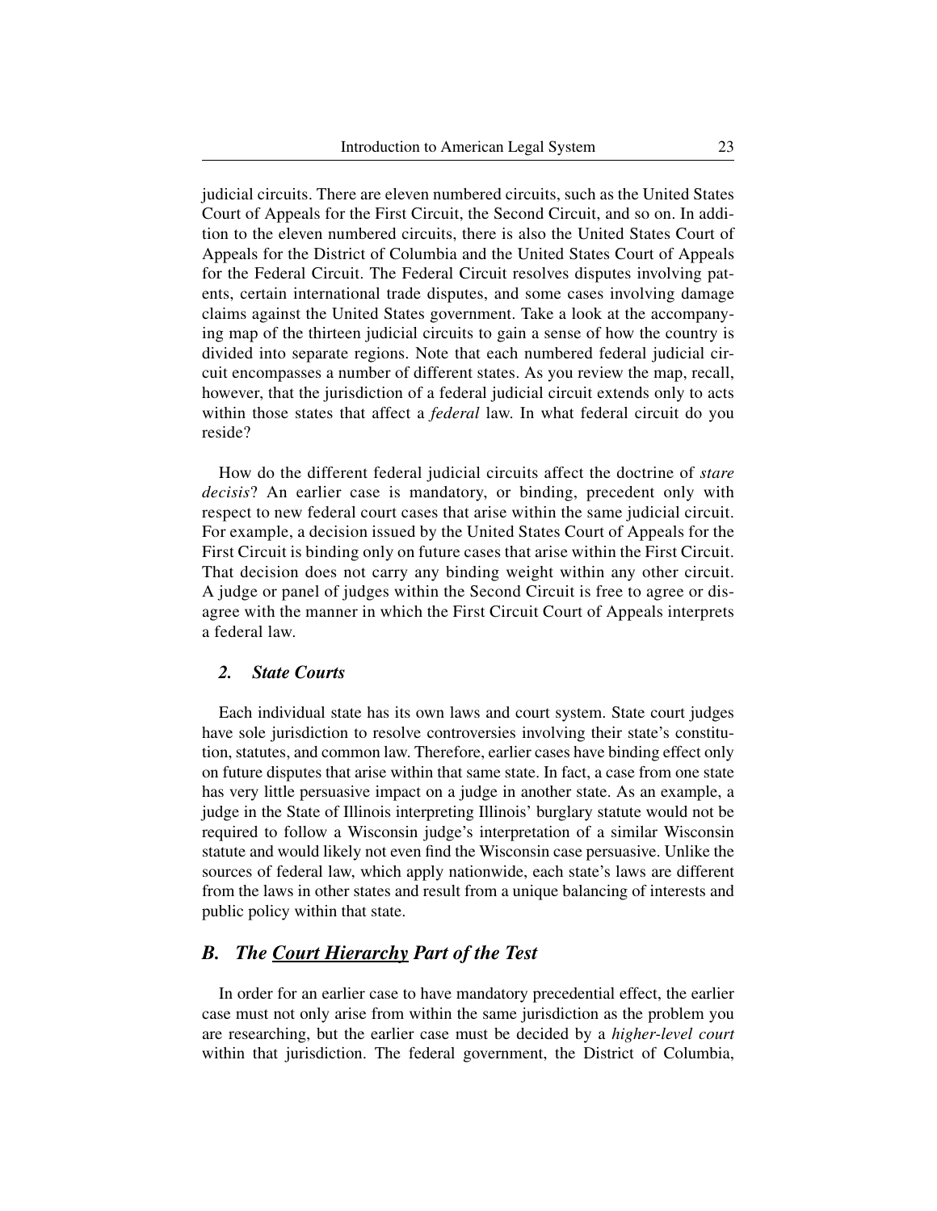judicial circuits. There are eleven numbered circuits, such as the United States Court of Appeals for the First Circuit, the Second Circuit, and so on. In addition to the eleven numbered circuits, there is also the United States Court of Appeals for the District of Columbia and the United States Court of Appeals for the Federal Circuit. The Federal Circuit resolves disputes involving patents, certain international trade disputes, and some cases involving damage claims against the United States government. Take a look at the accompanying map of the thirteen judicial circuits to gain a sense of how the country is divided into separate regions. Note that each numbered federal judicial circuit encompasses a number of different states. As you review the map, recall, however, that the jurisdiction of a federal judicial circuit extends only to acts within those states that affect a *federal* law. In what federal circuit do you reside?

How do the different federal judicial circuits affect the doctrine of *stare decisis*? An earlier case is mandatory, or binding, precedent only with respect to new federal court cases that arise within the same judicial circuit. For example, a decision issued by the United States Court of Appeals for the First Circuit is binding only on future cases that arise within the First Circuit. That decision does not carry any binding weight within any other circuit. A judge or panel of judges within the Second Circuit is free to agree or disagree with the manner in which the First Circuit Court of Appeals interprets a federal law.

### *2. State Courts*

Each individual state has its own laws and court system. State court judges have sole jurisdiction to resolve controversies involving their state's constitution, statutes, and common law. Therefore, earlier cases have binding effect only on future disputes that arise within that same state. In fact, a case from one state has very little persuasive impact on a judge in another state. As an example, a judge in the State of Illinois interpreting Illinois' burglary statute would not be required to follow a Wisconsin judge's interpretation of a similar Wisconsin statute and would likely not even find the Wisconsin case persuasive. Unlike the sources of federal law, which apply nationwide, each state's laws are different from the laws in other states and result from a unique balancing of interests and public policy within that state.

## *B. The <u>Court Hierarchy</u> Part of the Test*

In order for an earlier case to have mandatory precedential effect, the earlier case must not only arise from within the same jurisdiction as the problem you are researching, but the earlier case must be decided by a *higher-level court* within that jurisdiction. The federal government, the District of Columbia,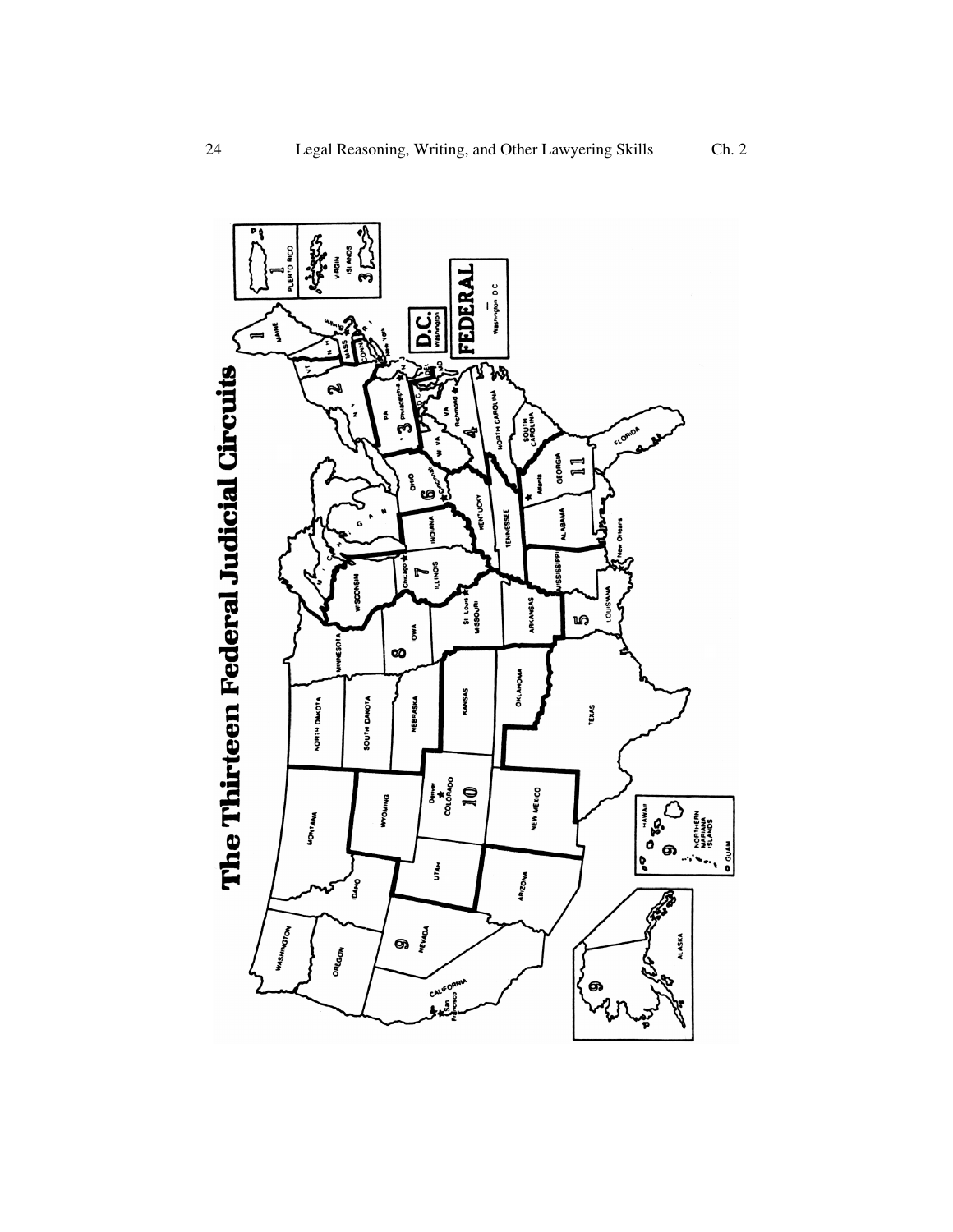# The Thirteen Federal Judicial Circuits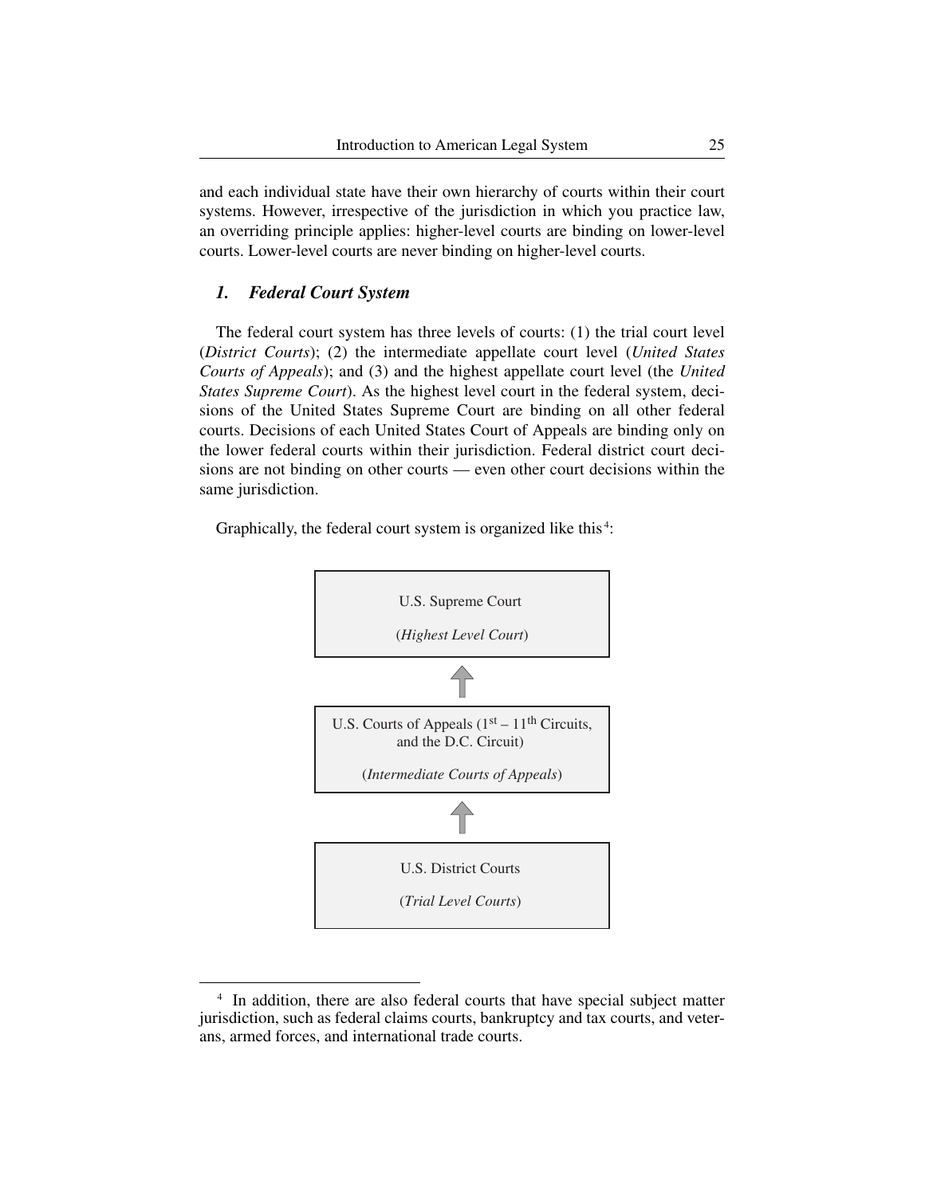and each individual state have their own hierarchy of courts within their court systems. However, irrespective of the jurisdiction in which you practice law, an overriding principle applies: higher-level courts are binding on lower-level courts. Lower-level courts are never binding on higher-level courts.

### *1. Federal Court System*

The federal court system has three levels of courts: (1) the trial court level (*District Courts*); (2) the intermediate appellate court level (*United States Courts of Appeals*); and (3) and the highest appellate court level (the *United States Supreme Court*). As the highest level court in the federal system, decisions of the United States Supreme Court are binding on all other federal courts. Decisions of each United States Court of Appeals are binding only on the lower federal courts within their jurisdiction. Federal district court decisions are not binding on other courts — even other court decisions within the same jurisdiction.

Graphically, the federal court system is organized like this[4]:

U.S. Supreme Court

(*Highest Level Court*)

↑

U.S. Courts of Appeals (1st – 11th Circuits, and the D.C. Circuit)

(*Intermediate Courts of Appeals*)

↑

U.S. District Courts

(*Trial Level Courts*)

---

[4] In addition, there are also federal courts that have special subject matter jurisdiction, such as federal claims courts, bankruptcy and tax courts, and veterans, armed forces, and international trade courts.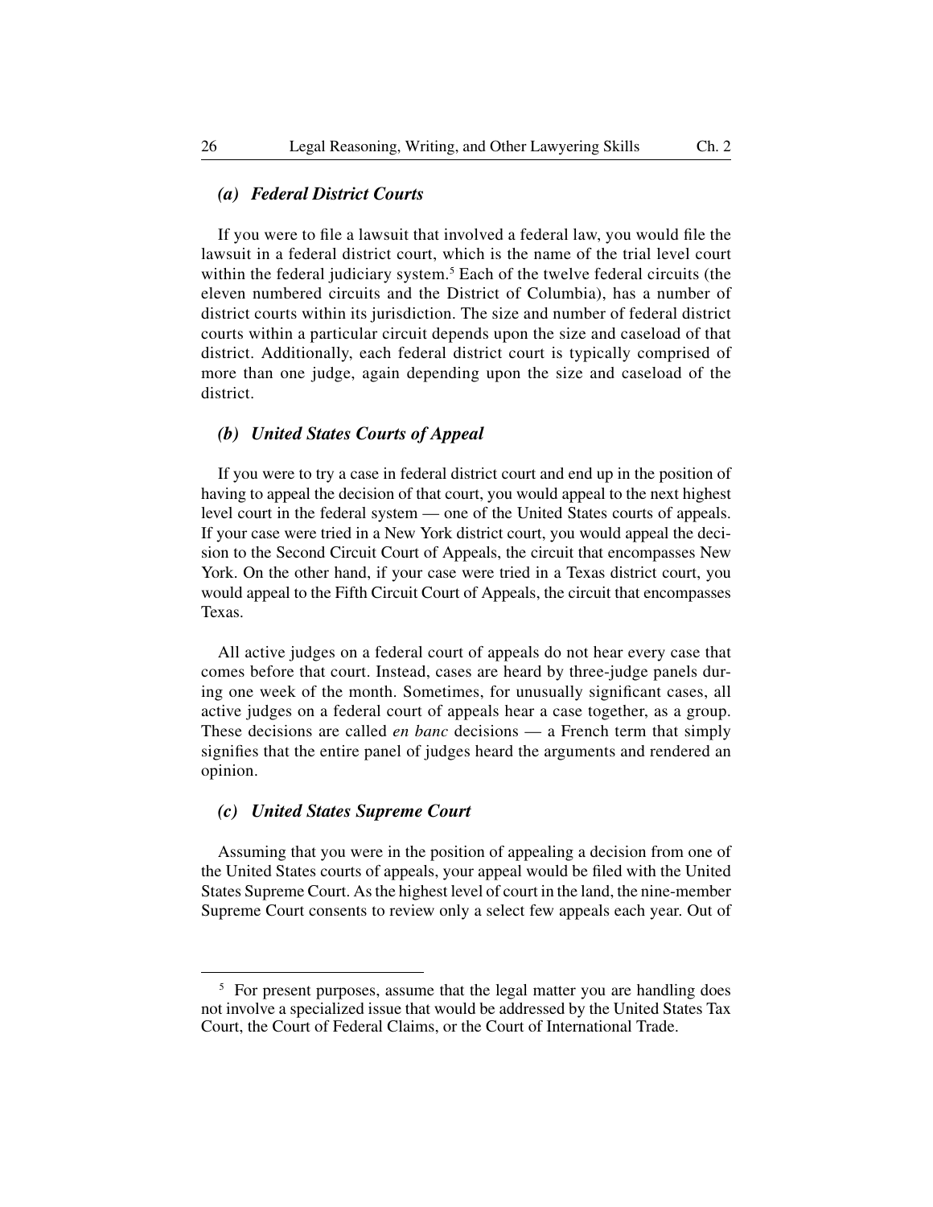### *(a) Federal District Courts*

If you were to file a lawsuit that involved a federal law, you would file the lawsuit in a federal district court, which is the name of the trial level court within the federal judiciary system.[5] Each of the twelve federal circuits (the eleven numbered circuits and the District of Columbia), has a number of district courts within its jurisdiction. The size and number of federal district courts within a particular circuit depends upon the size and caseload of that district. Additionally, each federal district court is typically comprised of more than one judge, again depending upon the size and caseload of the district.

### *(b) United States Courts of Appeal*

If you were to try a case in federal district court and end up in the position of having to appeal the decision of that court, you would appeal to the next highest level court in the federal system — one of the United States courts of appeals. If your case were tried in a New York district court, you would appeal the decision to the Second Circuit Court of Appeals, the circuit that encompasses New York. On the other hand, if your case were tried in a Texas district court, you would appeal to the Fifth Circuit Court of Appeals, the circuit that encompasses Texas.

All active judges on a federal court of appeals do not hear every case that comes before that court. Instead, cases are heard by three-judge panels during one week of the month. Sometimes, for unusually significant cases, all active judges on a federal court of appeals hear a case together, as a group. These decisions are called *en banc* decisions — a French term that simply signifies that the entire panel of judges heard the arguments and rendered an opinion.

### *(c) United States Supreme Court*

Assuming that you were in the position of appealing a decision from one of the United States courts of appeals, your appeal would be filed with the United States Supreme Court. As the highest level of court in the land, the nine-member Supreme Court consents to review only a select few appeals each year. Out of

---

[5] For present purposes, assume that the legal matter you are handling does not involve a specialized issue that would be addressed by the United States Tax Court, the Court of Federal Claims, or the Court of International Trade.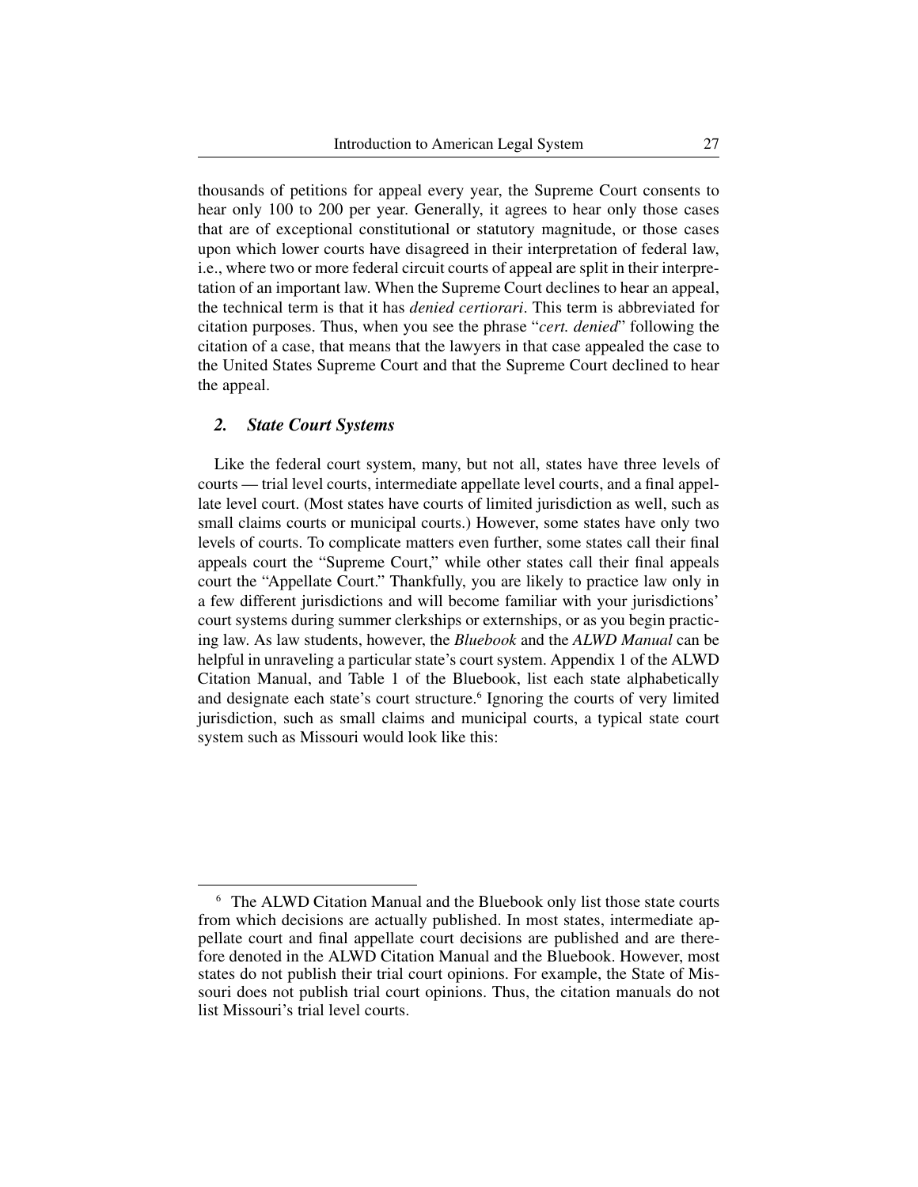thousands of petitions for appeal every year, the Supreme Court consents to hear only 100 to 200 per year. Generally, it agrees to hear only those cases that are of exceptional constitutional or statutory magnitude, or those cases upon which lower courts have disagreed in their interpretation of federal law, i.e., where two or more federal circuit courts of appeal are split in their interpretation of an important law. When the Supreme Court declines to hear an appeal, the technical term is that it has *denied certiorari*. This term is abbreviated for citation purposes. Thus, when you see the phrase "*cert. denied*" following the citation of a case, that means that the lawyers in that case appealed the case to the United States Supreme Court and that the Supreme Court declined to hear the appeal.

### *2. State Court Systems*

Like the federal court system, many, but not all, states have three levels of courts — trial level courts, intermediate appellate level courts, and a final appellate level court. (Most states have courts of limited jurisdiction as well, such as small claims courts or municipal courts.) However, some states have only two levels of courts. To complicate matters even further, some states call their final appeals court the "Supreme Court," while other states call their final appeals court the "Appellate Court." Thankfully, you are likely to practice law only in a few different jurisdictions and will become familiar with your jurisdictions' court systems during summer clerkships or externships, or as you begin practicing law. As law students, however, the *Bluebook* and the *ALWD Manual* can be helpful in unraveling a particular state's court system. Appendix 1 of the ALWD Citation Manual, and Table 1 of the Bluebook, list each state alphabetically and designate each state's court structure.[6] Ignoring the courts of very limited jurisdiction, such as small claims and municipal courts, a typical state court system such as Missouri would look like this:

---

[6] The ALWD Citation Manual and the Bluebook only list those state courts from which decisions are actually published. In most states, intermediate appellate court and final appellate court decisions are published and are therefore denoted in the ALWD Citation Manual and the Bluebook. However, most states do not publish their trial court opinions. For example, the State of Missouri does not publish trial court opinions. Thus, the citation manuals do not list Missouri's trial level courts.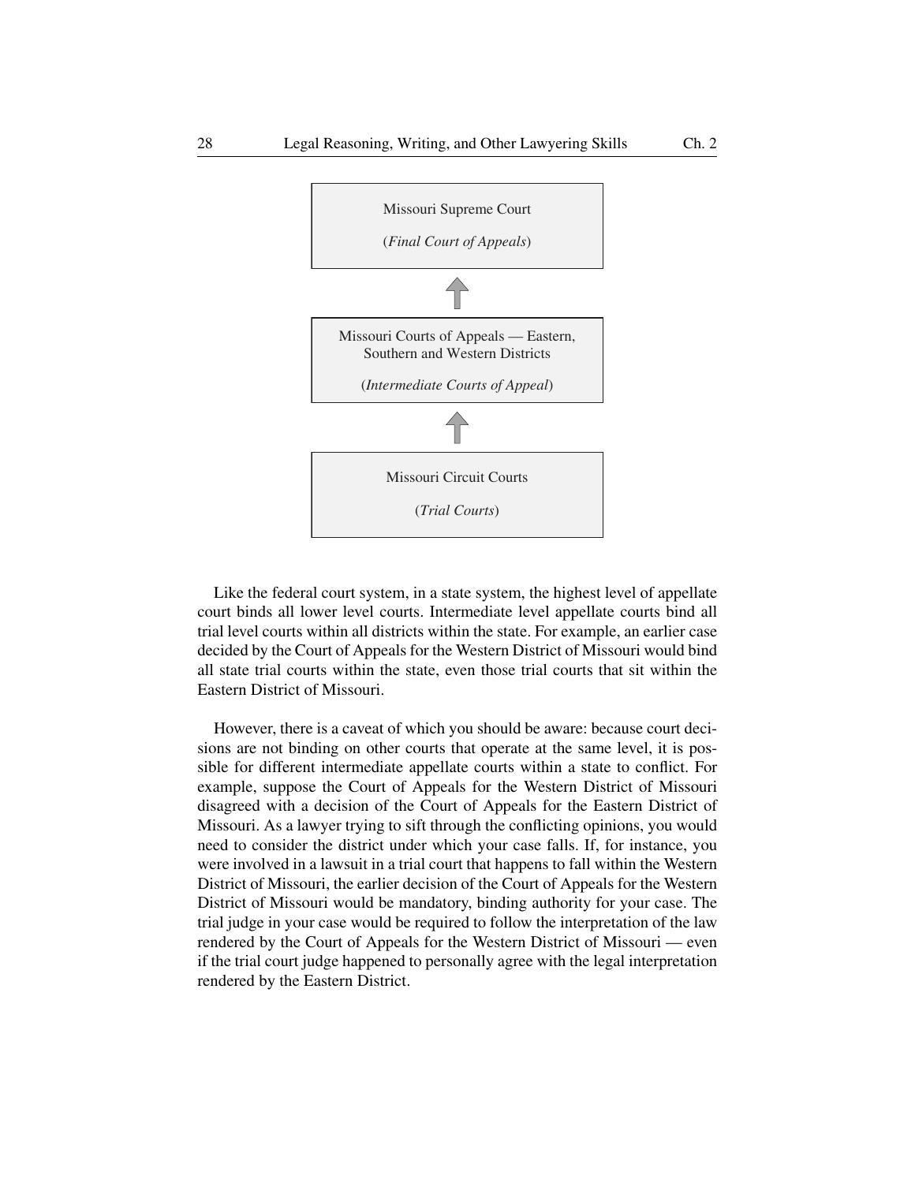Missouri Supreme Court

(*Final Court of Appeals*)

↑

Missouri Courts of Appeals — Eastern, Southern and Western Districts

(*Intermediate Courts of Appeal*)

↑

Missouri Circuit Courts

(*Trial Courts*)

Like the federal court system, in a state system, the highest level of appellate court binds all lower level courts. Intermediate level appellate courts bind all trial level courts within all districts within the state. For example, an earlier case decided by the Court of Appeals for the Western District of Missouri would bind all state trial courts within the state, even those trial courts that sit within the Eastern District of Missouri.

However, there is a caveat of which you should be aware: because court decisions are not binding on other courts that operate at the same level, it is possible for different intermediate appellate courts within a state to conflict. For example, suppose the Court of Appeals for the Western District of Missouri disagreed with a decision of the Court of Appeals for the Eastern District of Missouri. As a lawyer trying to sift through the conflicting opinions, you would need to consider the district under which your case falls. If, for instance, you were involved in a lawsuit in a trial court that happens to fall within the Western District of Missouri, the earlier decision of the Court of Appeals for the Western District of Missouri would be mandatory, binding authority for your case. The trial judge in your case would be required to follow the interpretation of the law rendered by the Court of Appeals for the Western District of Missouri — even if the trial court judge happened to personally agree with the legal interpretation rendered by the Eastern District.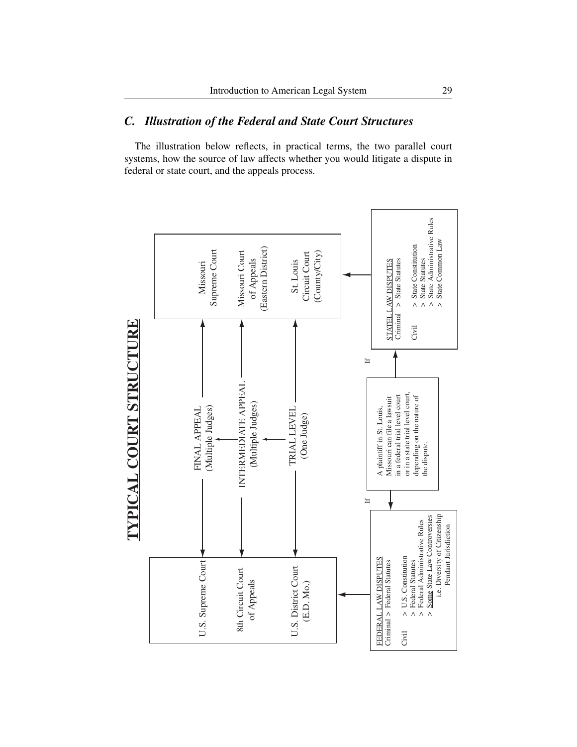## C. *Illustration of the Federal and State Court Structures*

The illustration below reflects, in practical terms, the two parallel court systems, how the source of law affects whether you would litigate a dispute in federal or state court, and the appeals process.

**TYPICAL COURT STRUCTURE**

| U.S. (Federal) | Level | Missouri (State) |
|---|---|---|
| U.S. Supreme Court | FINAL APPEAL (Multiple Judges) | Missouri Supreme Court |
| 8th Circuit Court of Appeals | INTERMEDIATE APPEAL (Multiple Judges) | Missouri Court of Appeals (Eastern District) |
| U.S. District Court (E.D. Mo.) | TRIAL LEVEL (One Judge) | St. Louis Circuit Court (County/City) |

A plaintiff in St. Louis, Missouri can file a lawsuit in a federal trial level court or in a state trial level court, depending on the nature of the dispute.

If:

FEDERAL LAW DISPUTES
Criminal > Federal Statutes
Civil
> U.S. Constitution
> Federal Statutes
> Federal Administrative Rules
> Some State Law Controversies
i.e. Diversity of Citizenship
Pendant Jurisdiction

If:

STATEL LAW DISPUTES
Criminal > State Statutes
Civil
> State Constitution
> State Statutes
> State Administrative Rules
> State Common Law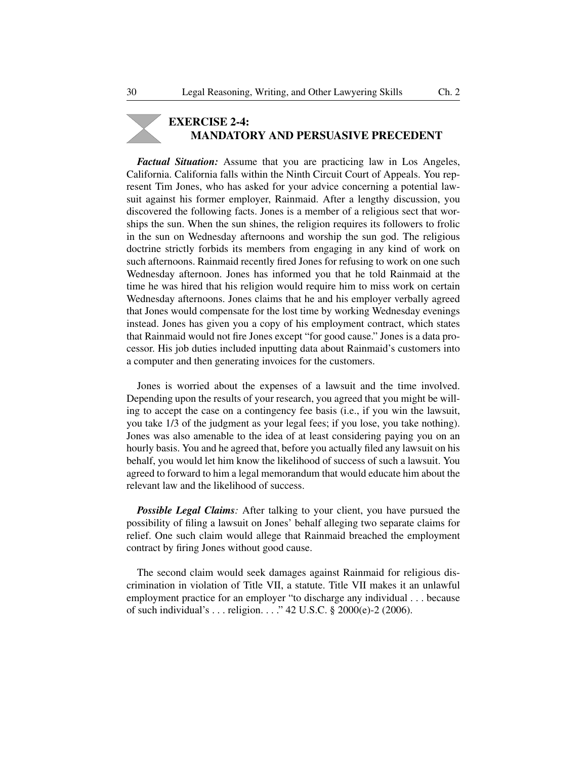## EXERCISE 2-4: MANDATORY AND PERSUASIVE PRECEDENT

***Factual Situation:*** Assume that you are practicing law in Los Angeles, California. California falls within the Ninth Circuit Court of Appeals. You represent Tim Jones, who has asked for your advice concerning a potential lawsuit against his former employer, Rainmaid. After a lengthy discussion, you discovered the following facts. Jones is a member of a religious sect that worships the sun. When the sun shines, the religion requires its followers to frolic in the sun on Wednesday afternoons and worship the sun god. The religious doctrine strictly forbids its members from engaging in any kind of work on such afternoons. Rainmaid recently fired Jones for refusing to work on one such Wednesday afternoon. Jones has informed you that he told Rainmaid at the time he was hired that his religion would require him to miss work on certain Wednesday afternoons. Jones claims that he and his employer verbally agreed that Jones would compensate for the lost time by working Wednesday evenings instead. Jones has given you a copy of his employment contract, which states that Rainmaid would not fire Jones except "for good cause." Jones is a data processor. His job duties included inputting data about Rainmaid's customers into a computer and then generating invoices for the customers.

Jones is worried about the expenses of a lawsuit and the time involved. Depending upon the results of your research, you agreed that you might be willing to accept the case on a contingency fee basis (i.e., if you win the lawsuit, you take 1/3 of the judgment as your legal fees; if you lose, you take nothing). Jones was also amenable to the idea of at least considering paying you on an hourly basis. You and he agreed that, before you actually filed any lawsuit on his behalf, you would let him know the likelihood of success of such a lawsuit. You agreed to forward to him a legal memorandum that would educate him about the relevant law and the likelihood of success.

***Possible Legal Claims:*** After talking to your client, you have pursued the possibility of filing a lawsuit on Jones' behalf alleging two separate claims for relief. One such claim would allege that Rainmaid breached the employment contract by firing Jones without good cause.

The second claim would seek damages against Rainmaid for religious discrimination in violation of Title VII, a statute. Title VII makes it an unlawful employment practice for an employer "to discharge any individual . . . because of such individual's . . . religion. . . ." 42 U.S.C. § 2000(e)-2 (2006).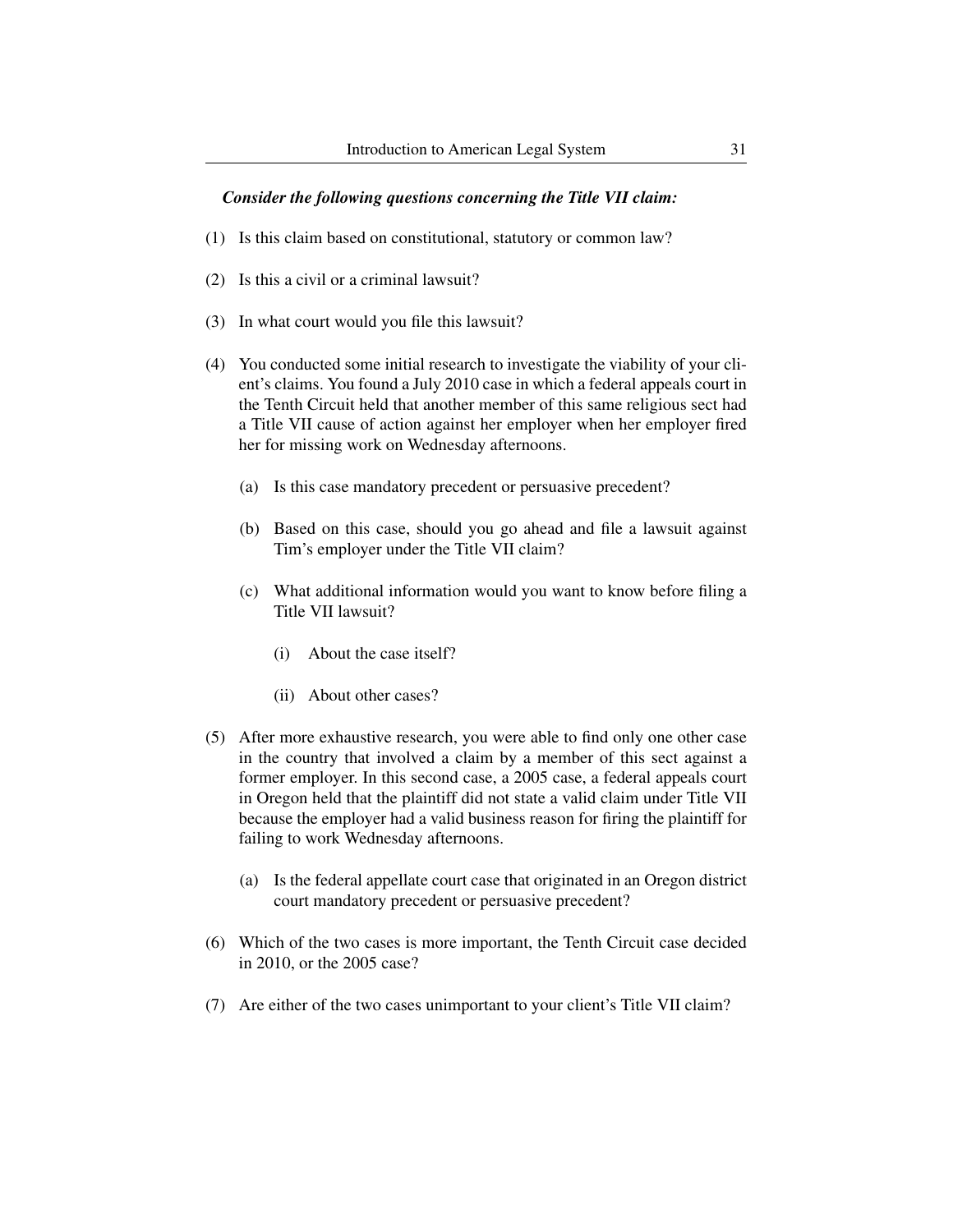***Consider the following questions concerning the Title VII claim:***

(1) Is this claim based on constitutional, statutory or common law?

(2) Is this a civil or a criminal lawsuit?

(3) In what court would you file this lawsuit?

(4) You conducted some initial research to investigate the viability of your client's claims. You found a July 2010 case in which a federal appeals court in the Tenth Circuit held that another member of this same religious sect had a Title VII cause of action against her employer when her employer fired her for missing work on Wednesday afternoons.

   (a) Is this case mandatory precedent or persuasive precedent?

   (b) Based on this case, should you go ahead and file a lawsuit against Tim's employer under the Title VII claim?

   (c) What additional information would you want to know before filing a Title VII lawsuit?

      (i) About the case itself?

      (ii) About other cases?

(5) After more exhaustive research, you were able to find only one other case in the country that involved a claim by a member of this sect against a former employer. In this second case, a 2005 case, a federal appeals court in Oregon held that the plaintiff did not state a valid claim under Title VII because the employer had a valid business reason for firing the plaintiff for failing to work Wednesday afternoons.

   (a) Is the federal appellate court case that originated in an Oregon district court mandatory precedent or persuasive precedent?

(6) Which of the two cases is more important, the Tenth Circuit case decided in 2010, or the 2005 case?

(7) Are either of the two cases unimportant to your client's Title VII claim?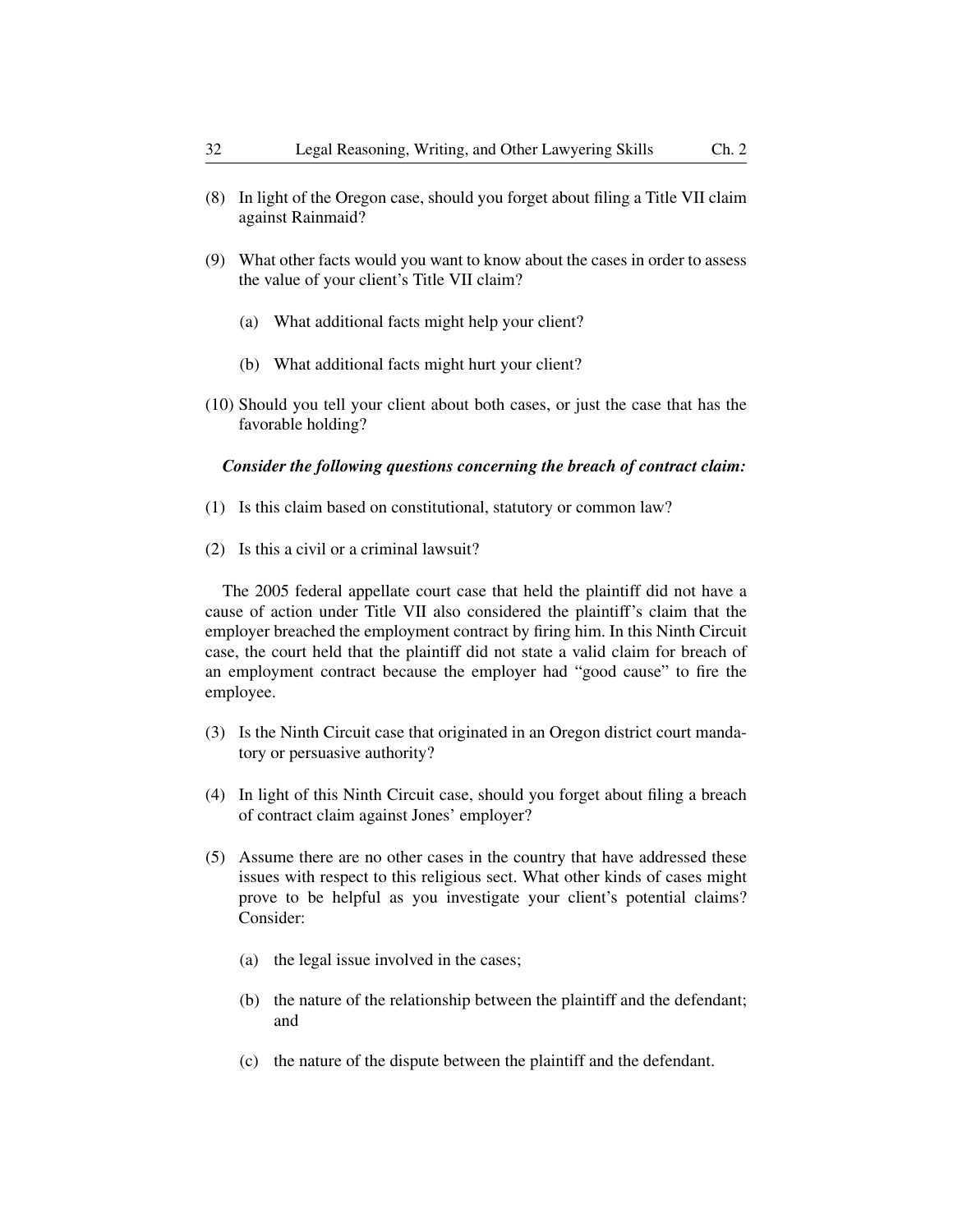(8) In light of the Oregon case, should you forget about filing a Title VII claim against Rainmaid?

(9) What other facts would you want to know about the cases in order to assess the value of your client's Title VII claim?

   (a) What additional facts might help your client?

   (b) What additional facts might hurt your client?

(10) Should you tell your client about both cases, or just the case that has the favorable holding?

***Consider the following questions concerning the breach of contract claim:***

(1) Is this claim based on constitutional, statutory or common law?

(2) Is this a civil or a criminal lawsuit?

The 2005 federal appellate court case that held the plaintiff did not have a cause of action under Title VII also considered the plaintiff's claim that the employer breached the employment contract by firing him. In this Ninth Circuit case, the court held that the plaintiff did not state a valid claim for breach of an employment contract because the employer had "good cause" to fire the employee.

(3) Is the Ninth Circuit case that originated in an Oregon district court mandatory or persuasive authority?

(4) In light of this Ninth Circuit case, should you forget about filing a breach of contract claim against Jones' employer?

(5) Assume there are no other cases in the country that have addressed these issues with respect to this religious sect. What other kinds of cases might prove to be helpful as you investigate your client's potential claims? Consider:

   (a) the legal issue involved in the cases;

   (b) the nature of the relationship between the plaintiff and the defendant; and

   (c) the nature of the dispute between the plaintiff and the defendant.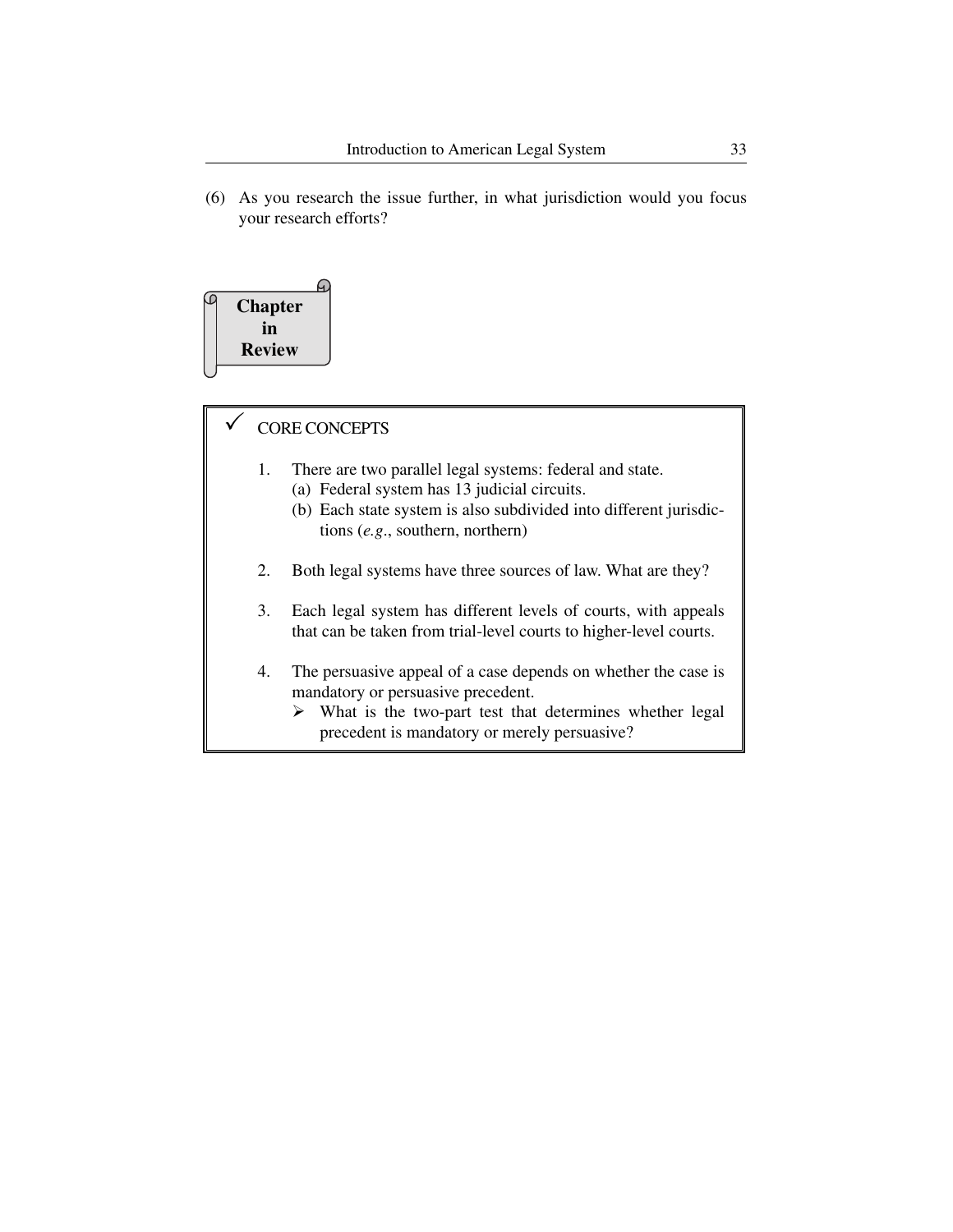(6) As you research the issue further, in what jurisdiction would you focus your research efforts?

## Chapter in Review

✓ CORE CONCEPTS

1. There are two parallel legal systems: federal and state.
   - (a) Federal system has 13 judicial circuits.
   - (b) Each state system is also subdivided into different jurisdictions (*e.g.*, southern, northern)

2. Both legal systems have three sources of law. What are they?

3. Each legal system has different levels of courts, with appeals that can be taken from trial-level courts to higher-level courts.

4. The persuasive appeal of a case depends on whether the case is mandatory or persuasive precedent.
   - ➢ What is the two-part test that determines whether legal precedent is mandatory or merely persuasive?